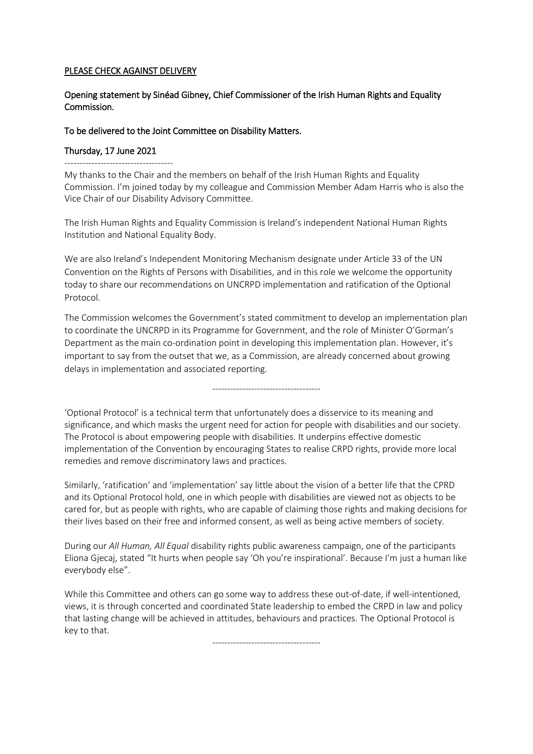PLEASE CHECK AGAINST DELIVERY

**Opening statement by Sinéad Gibney, Chief Commissioner of the Irish Human Rights and Equality Commission.**

**To be delivered to the Joint Committee on Disability Matters.**

**Thursday, 17 June 2021**

------------------------------------

My thanks to the Chair and the members on behalf of the Irish Human Rights and Equality Commission. I'm joined today by my colleague and Commission Member Adam Harris who is also the Vice Chair of our Disability Advisory Committee.

The Irish Human Rights and Equality Commission is Ireland's independent National Human Rights Institution and National Equality Body.

We are also Ireland's Independent Monitoring Mechanism designate under Article 33 of the UN Convention on the Rights of Persons with Disabilities, and in this role we welcome the opportunity today to share our recommendations on UNCRPD implementation and ratification of the Optional Protocol.

The Commission welcomes the Government's stated commitment to develop an implementation plan to coordinate the UNCRPD in its Programme for Government, and the role of Minister O'Gorman's Department as the main co-ordination point in developing this implementation plan. However, it's important to say from the outset that we, as a Commission, are already concerned about growing delays in implementation and associated reporting.

------------------------------------

'Optional Protocol' is a technical term that unfortunately does a disservice to its meaning and significance, and which masks the urgent need for action for people with disabilities and our society. The Protocol is about empowering people with disabilities. It underpins effective domestic implementation of the Convention by encouraging States to realise CRPD rights, provide more local remedies and remove discriminatory laws and practices.

Similarly, 'ratification' and 'implementation' say little about the vision of a better life that the CPRD and its Optional Protocol hold, one in which people with disabilities are viewed not as objects to be cared for, but as people with rights, who are capable of claiming those rights and making decisions for their lives based on their free and informed consent, as well as being active members of society.

During our *All Human, All Equal* disability rights public awareness campaign, one of the participants Eliona Gjecaj, stated "It hurts when people say 'Oh you're inspirational'. Because I'm just a human like everybody else".

While this Committee and others can go some way to address these out-of-date, if well-intentioned, views, it is through concerted and coordinated State leadership to embed the CRPD in law and policy that lasting change will be achieved in attitudes, behaviours and practices. The Optional Protocol is key to that.

------------------------------------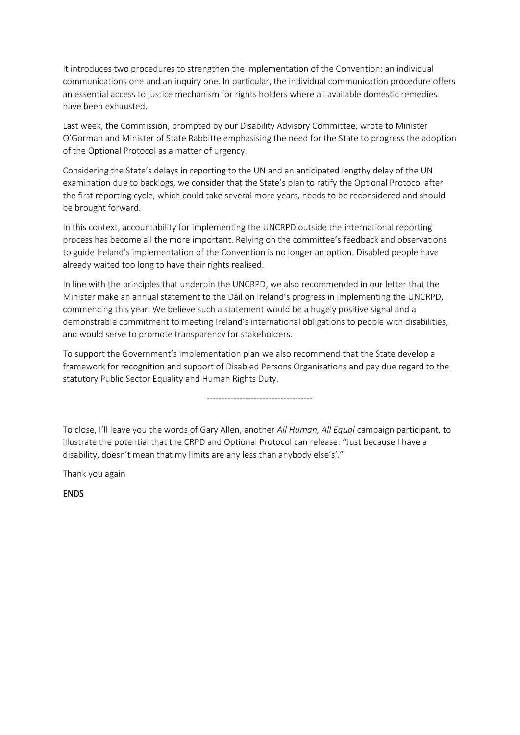It introduces two procedures to strengthen the implementation of the Convention: an individual communications one and an inquiry one. In particular, the individual communication procedure offers an essential access to justice mechanism for rights holders where all available domestic remedies have been exhausted.

Last week, the Commission, prompted by our Disability Advisory Committee, wrote to Minister O'Gorman and Minister of State Rabbitte emphasising the need for the State to progress the adoption of the Optional Protocol as a matter of urgency.

Considering the State's delays in reporting to the UN and an anticipated lengthy delay of the UN examination due to backlogs, we consider that the State's plan to ratify the Optional Protocol after the first reporting cycle, which could take several more years, needs to be reconsidered and should be brought forward.

In this context, accountability for implementing the UNCRPD outside the international reporting process has become all the more important. Relying on the committee's feedback and observations to guide Ireland's implementation of the Convention is no longer an option. Disabled people have already waited too long to have their rights realised.

In line with the principles that underpin the UNCRPD, we also recommended in our letter that the Minister make an annual statement to the Dáil on Ireland's progress in implementing the UNCRPD, commencing this year. We believe such a statement would be a hugely positive signal and a demonstrable commitment to meeting Ireland's international obligations to people with disabilities, and would serve to promote transparency for stakeholders.

To support the Government's implementation plan we also recommend that the State develop a framework for recognition and support of Disabled Persons Organisations and pay due regard to the statutory Public Sector Equality and Human Rights Duty.

------------------------------------

To close, I'll leave you the words of Gary Allen, another *All Human, All Equal* campaign participant, to illustrate the potential that the CRPD and Optional Protocol can release: "Just because I have a disability, doesn't mean that my limits are any less than anybody else's'."

Thank you again

**ENDS**